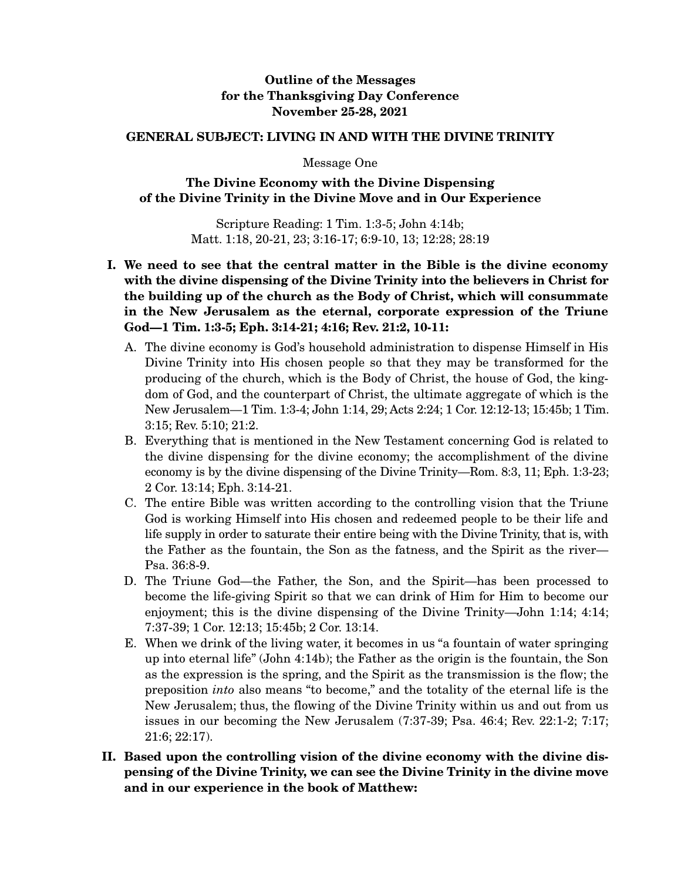**Outline of the Messages**
**for the Thanksgiving Day Conference**
**November 25-28, 2021**

**GENERAL SUBJECT: LIVING IN AND WITH THE DIVINE TRINITY**

Message One

## The Divine Economy with the Divine Dispensing of the Divine Trinity in the Divine Move and in Our Experience

Scripture Reading: 1 Tim. 1:3-5; John 4:14b; Matt. 1:18, 20-21, 23; 3:16-17; 6:9-10, 13; 12:28; 28:19

**I. We need to see that the central matter in the Bible is the divine economy with the divine dispensing of the Divine Trinity into the believers in Christ for the building up of the church as the Body of Christ, which will consummate in the New Jerusalem as the eternal, corporate expression of the Triune God—1 Tim. 1:3-5; Eph. 3:14-21; 4:16; Rev. 21:2, 10-11:**

A. The divine economy is God's household administration to dispense Himself in His Divine Trinity into His chosen people so that they may be transformed for the producing of the church, which is the Body of Christ, the house of God, the kingdom of God, and the counterpart of Christ, the ultimate aggregate of which is the New Jerusalem—1 Tim. 1:3-4; John 1:14, 29; Acts 2:24; 1 Cor. 12:12-13; 15:45b; 1 Tim. 3:15; Rev. 5:10; 21:2.

B. Everything that is mentioned in the New Testament concerning God is related to the divine dispensing for the divine economy; the accomplishment of the divine economy is by the divine dispensing of the Divine Trinity—Rom. 8:3, 11; Eph. 1:3-23; 2 Cor. 13:14; Eph. 3:14-21.

C. The entire Bible was written according to the controlling vision that the Triune God is working Himself into His chosen and redeemed people to be their life and life supply in order to saturate their entire being with the Divine Trinity, that is, with the Father as the fountain, the Son as the fatness, and the Spirit as the river—Psa. 36:8-9.

D. The Triune God—the Father, the Son, and the Spirit—has been processed to become the life-giving Spirit so that we can drink of Him for Him to become our enjoyment; this is the divine dispensing of the Divine Trinity—John 1:14; 4:14; 7:37-39; 1 Cor. 12:13; 15:45b; 2 Cor. 13:14.

E. When we drink of the living water, it becomes in us "a fountain of water springing up into eternal life" (John 4:14b); the Father as the origin is the fountain, the Son as the expression is the spring, and the Spirit as the transmission is the flow; the preposition *into* also means "to become," and the totality of the eternal life is the New Jerusalem; thus, the flowing of the Divine Trinity within us and out from us issues in our becoming the New Jerusalem (7:37-39; Psa. 46:4; Rev. 22:1-2; 7:17; 21:6; 22:17).

**II. Based upon the controlling vision of the divine economy with the divine dispensing of the Divine Trinity, we can see the Divine Trinity in the divine move and in our experience in the book of Matthew:**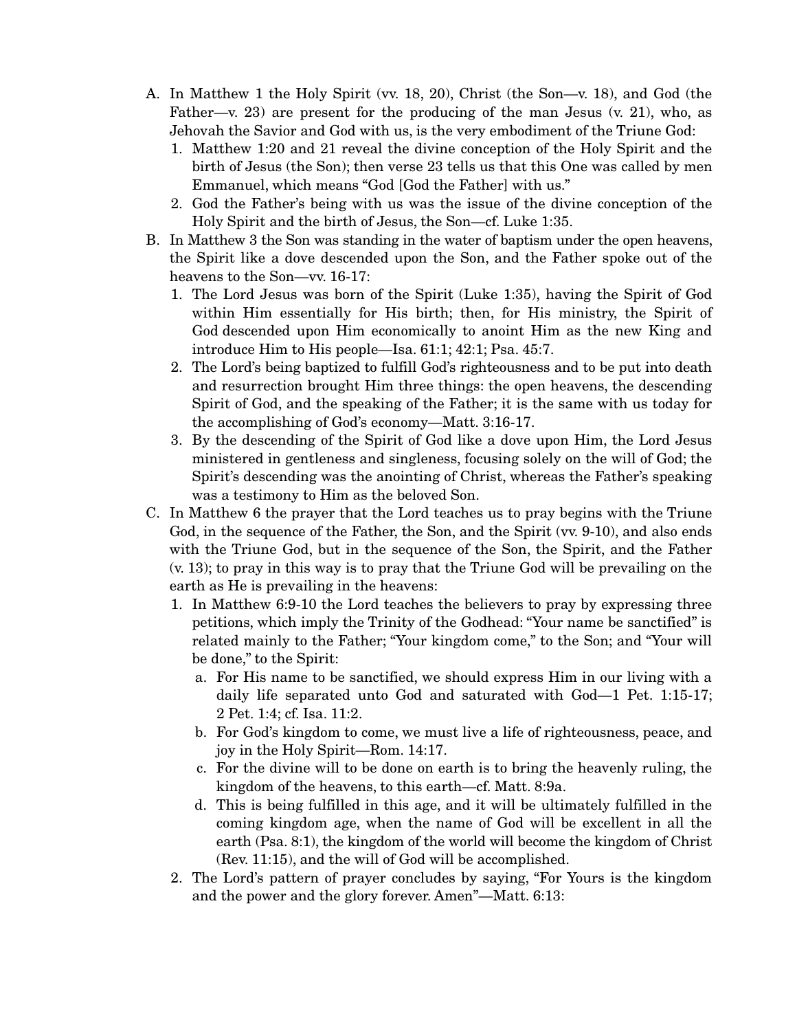A. In Matthew 1 the Holy Spirit (vv. 18, 20), Christ (the Son—v. 18), and God (the Father—v. 23) are present for the producing of the man Jesus (v. 21), who, as Jehovah the Savior and God with us, is the very embodiment of the Triune God:
   1. Matthew 1:20 and 21 reveal the divine conception of the Holy Spirit and the birth of Jesus (the Son); then verse 23 tells us that this One was called by men Emmanuel, which means "God [God the Father] with us."
   2. God the Father's being with us was the issue of the divine conception of the Holy Spirit and the birth of Jesus, the Son—cf. Luke 1:35.
B. In Matthew 3 the Son was standing in the water of baptism under the open heavens, the Spirit like a dove descended upon the Son, and the Father spoke out of the heavens to the Son—vv. 16-17:
   1. The Lord Jesus was born of the Spirit (Luke 1:35), having the Spirit of God within Him essentially for His birth; then, for His ministry, the Spirit of God descended upon Him economically to anoint Him as the new King and introduce Him to His people—Isa. 61:1; 42:1; Psa. 45:7.
   2. The Lord's being baptized to fulfill God's righteousness and to be put into death and resurrection brought Him three things: the open heavens, the descending Spirit of God, and the speaking of the Father; it is the same with us today for the accomplishing of God's economy—Matt. 3:16-17.
   3. By the descending of the Spirit of God like a dove upon Him, the Lord Jesus ministered in gentleness and singleness, focusing solely on the will of God; the Spirit's descending was the anointing of Christ, whereas the Father's speaking was a testimony to Him as the beloved Son.
C. In Matthew 6 the prayer that the Lord teaches us to pray begins with the Triune God, in the sequence of the Father, the Son, and the Spirit (vv. 9-10), and also ends with the Triune God, but in the sequence of the Son, the Spirit, and the Father (v. 13); to pray in this way is to pray that the Triune God will be prevailing on the earth as He is prevailing in the heavens:
   1. In Matthew 6:9-10 the Lord teaches the believers to pray by expressing three petitions, which imply the Trinity of the Godhead: "Your name be sanctified" is related mainly to the Father; "Your kingdom come," to the Son; and "Your will be done," to the Spirit:
      a. For His name to be sanctified, we should express Him in our living with a daily life separated unto God and saturated with God—1 Pet. 1:15-17; 2 Pet. 1:4; cf. Isa. 11:2.
      b. For God's kingdom to come, we must live a life of righteousness, peace, and joy in the Holy Spirit—Rom. 14:17.
      c. For the divine will to be done on earth is to bring the heavenly ruling, the kingdom of the heavens, to this earth—cf. Matt. 8:9a.
      d. This is being fulfilled in this age, and it will be ultimately fulfilled in the coming kingdom age, when the name of God will be excellent in all the earth (Psa. 8:1), the kingdom of the world will become the kingdom of Christ (Rev. 11:15), and the will of God will be accomplished.
   2. The Lord's pattern of prayer concludes by saying, "For Yours is the kingdom and the power and the glory forever. Amen"—Matt. 6:13: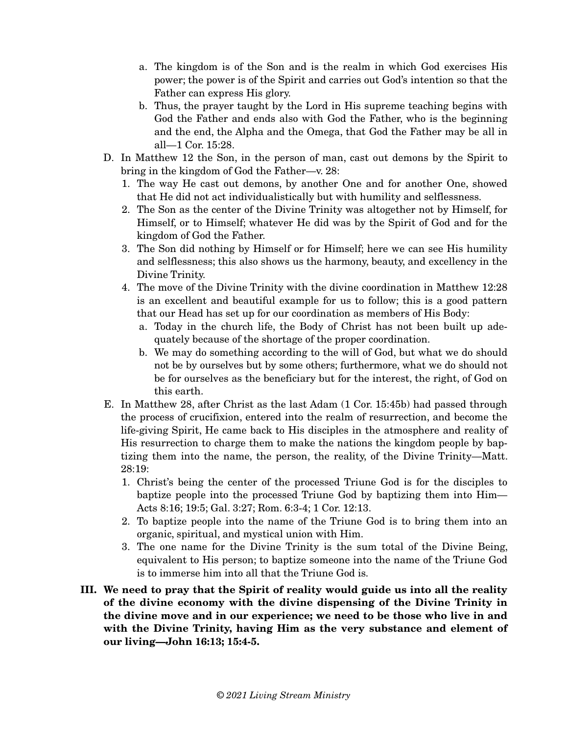a. The kingdom is of the Son and is the realm in which God exercises His power; the power is of the Spirit and carries out God's intention so that the Father can express His glory.

b. Thus, the prayer taught by the Lord in His supreme teaching begins with God the Father and ends also with God the Father, who is the beginning and the end, the Alpha and the Omega, that God the Father may be all in all—1 Cor. 15:28.

D. In Matthew 12 the Son, in the person of man, cast out demons by the Spirit to bring in the kingdom of God the Father—v. 28:

1. The way He cast out demons, by another One and for another One, showed that He did not act individualistically but with humility and selflessness.
2. The Son as the center of the Divine Trinity was altogether not by Himself, for Himself, or to Himself; whatever He did was by the Spirit of God and for the kingdom of God the Father.
3. The Son did nothing by Himself or for Himself; here we can see His humility and selflessness; this also shows us the harmony, beauty, and excellency in the Divine Trinity.
4. The move of the Divine Trinity with the divine coordination in Matthew 12:28 is an excellent and beautiful example for us to follow; this is a good pattern that our Head has set up for our coordination as members of His Body:
   a. Today in the church life, the Body of Christ has not been built up adequately because of the shortage of the proper coordination.
   b. We may do something according to the will of God, but what we do should not be by ourselves but by some others; furthermore, what we do should not be for ourselves as the beneficiary but for the interest, the right, of God on this earth.

E. In Matthew 28, after Christ as the last Adam (1 Cor. 15:45b) had passed through the process of crucifixion, entered into the realm of resurrection, and become the life-giving Spirit, He came back to His disciples in the atmosphere and reality of His resurrection to charge them to make the nations the kingdom people by baptizing them into the name, the person, the reality, of the Divine Trinity—Matt. 28:19:

1. Christ's being the center of the processed Triune God is for the disciples to baptize people into the processed Triune God by baptizing them into Him—Acts 8:16; 19:5; Gal. 3:27; Rom. 6:3-4; 1 Cor. 12:13.
2. To baptize people into the name of the Triune God is to bring them into an organic, spiritual, and mystical union with Him.
3. The one name for the Divine Trinity is the sum total of the Divine Being, equivalent to His person; to baptize someone into the name of the Triune God is to immerse him into all that the Triune God is.

**III. We need to pray that the Spirit of reality would guide us into all the reality of the divine economy with the divine dispensing of the Divine Trinity in the divine move and in our experience; we need to be those who live in and with the Divine Trinity, having Him as the very substance and element of our living—John 16:13; 15:4-5.**

*© 2021 Living Stream Ministry*